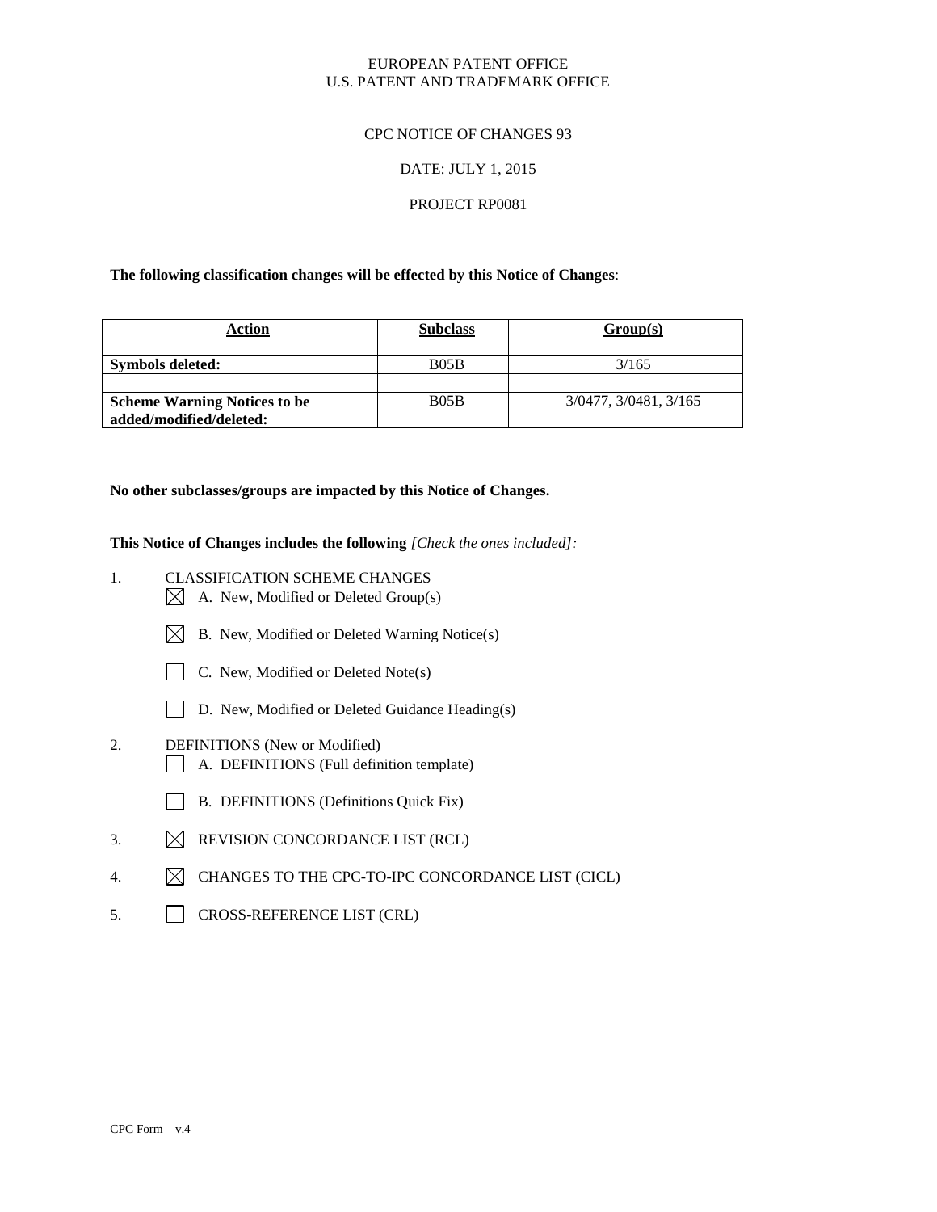EUROPEAN PATENT OFFICE
U.S. PATENT AND TRADEMARK OFFICE

CPC NOTICE OF CHANGES 93

DATE: JULY 1, 2015

PROJECT RP0081

**The following classification changes will be effected by this Notice of Changes**:

| Action | Subclass | Group(s) |
|---|---|---|
| **Symbols deleted:** | B05B | 3/165 |
| | | |
| **Scheme Warning Notices to be added/modified/deleted:** | B05B | 3/0477, 3/0481, 3/165 |

**No other subclasses/groups are impacted by this Notice of Changes.**

**This Notice of Changes includes the following** *[Check the ones included]:*

1. CLASSIFICATION SCHEME CHANGES
   - [X] A. New, Modified or Deleted Group(s)
   - [X] B. New, Modified or Deleted Warning Notice(s)
   - [ ] C. New, Modified or Deleted Note(s)
   - [ ] D. New, Modified or Deleted Guidance Heading(s)
2. DEFINITIONS (New or Modified)
   - [ ] A. DEFINITIONS (Full definition template)
   - [ ] B. DEFINITIONS (Definitions Quick Fix)
3. [X] REVISION CONCORDANCE LIST (RCL)
4. [X] CHANGES TO THE CPC-TO-IPC CONCORDANCE LIST (CICL)
5. [ ] CROSS-REFERENCE LIST (CRL)

CPC Form – v.4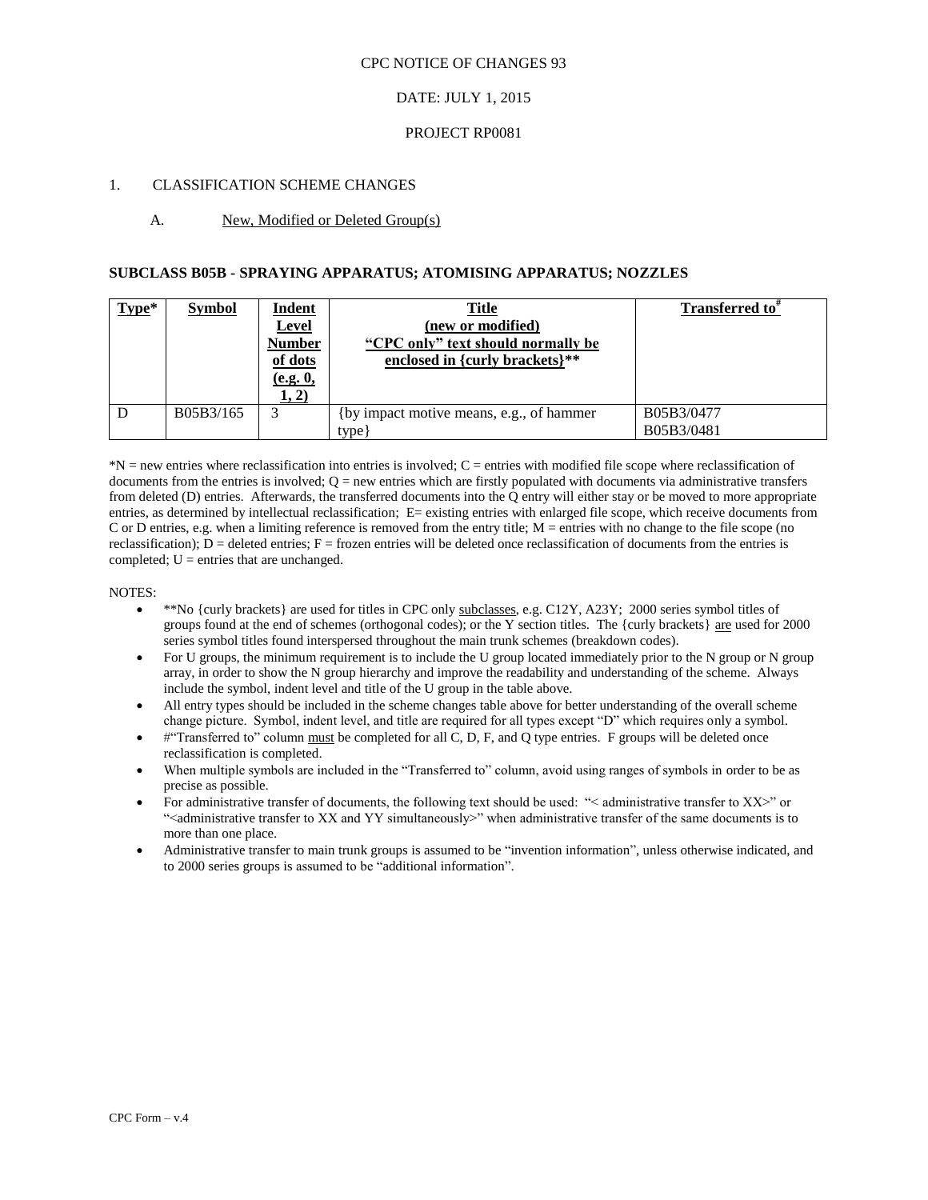CPC NOTICE OF CHANGES 93

DATE: JULY 1, 2015

PROJECT RP0081

1. CLASSIFICATION SCHEME CHANGES

A. New, Modified or Deleted Group(s)

### SUBCLASS B05B - SPRAYING APPARATUS; ATOMISING APPARATUS; NOZZLES

| Type* | Symbol | Indent Level Number of dots (e.g. 0, 1, 2) | Title (new or modified) "CPC only" text should normally be enclosed in {curly brackets}** | Transferred to# |
|---|---|---|---|---|
| D | B05B3/165 | 3 | {by impact motive means, e.g., of hammer type} | B05B3/0477 B05B3/0481 |

*N = new entries where reclassification into entries is involved; C = entries with modified file scope where reclassification of documents from the entries is involved; Q = new entries which are firstly populated with documents via administrative transfers from deleted (D) entries. Afterwards, the transferred documents into the Q entry will either stay or be moved to more appropriate entries, as determined by intellectual reclassification; E= existing entries with enlarged file scope, which receive documents from C or D entries, e.g. when a limiting reference is removed from the entry title; M = entries with no change to the file scope (no reclassification); D = deleted entries; F = frozen entries will be deleted once reclassification of documents from the entries is completed; U = entries that are unchanged.

NOTES:

- **No {curly brackets} are used for titles in CPC only subclasses, e.g. C12Y, A23Y; 2000 series symbol titles of groups found at the end of schemes (orthogonal codes); or the Y section titles. The {curly brackets} are used for 2000 series symbol titles found interspersed throughout the main trunk schemes (breakdown codes).
- For U groups, the minimum requirement is to include the U group located immediately prior to the N group or N group array, in order to show the N group hierarchy and improve the readability and understanding of the scheme. Always include the symbol, indent level and title of the U group in the table above.
- All entry types should be included in the scheme changes table above for better understanding of the overall scheme change picture. Symbol, indent level, and title are required for all types except "D" which requires only a symbol.
- #"Transferred to" column must be completed for all C, D, F, and Q type entries. F groups will be deleted once reclassification is completed.
- When multiple symbols are included in the "Transferred to" column, avoid using ranges of symbols in order to be as precise as possible.
- For administrative transfer of documents, the following text should be used: "< administrative transfer to XX>" or "<administrative transfer to XX and YY simultaneously>" when administrative transfer of the same documents is to more than one place.
- Administrative transfer to main trunk groups is assumed to be "invention information", unless otherwise indicated, and to 2000 series groups is assumed to be "additional information".

CPC Form – v.4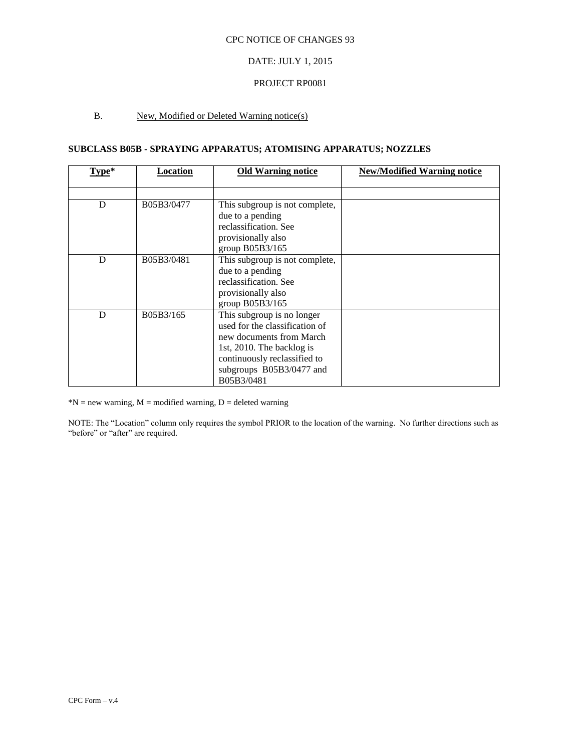CPC NOTICE OF CHANGES 93

DATE: JULY 1, 2015

PROJECT RP0081

B. New, Modified or Deleted Warning notice(s)

**SUBCLASS B05B - SPRAYING APPARATUS; ATOMISING APPARATUS; NOZZLES**

| Type* | Location | Old Warning notice | New/Modified Warning notice |
|---|---|---|---|
| | | | |
| D | B05B3/0477 | This subgroup is not complete, due to a pending reclassification. See provisionally also group B05B3/165 | |
| D | B05B3/0481 | This subgroup is not complete, due to a pending reclassification. See provisionally also group B05B3/165 | |
| D | B05B3/165 | This subgroup is no longer used for the classification of new documents from March 1st, 2010. The backlog is continuously reclassified to subgroups B05B3/0477 and B05B3/0481 | |

*N = new warning, M = modified warning, D = deleted warning

NOTE: The "Location" column only requires the symbol PRIOR to the location of the warning. No further directions such as "before" or "after" are required.

CPC Form – v.4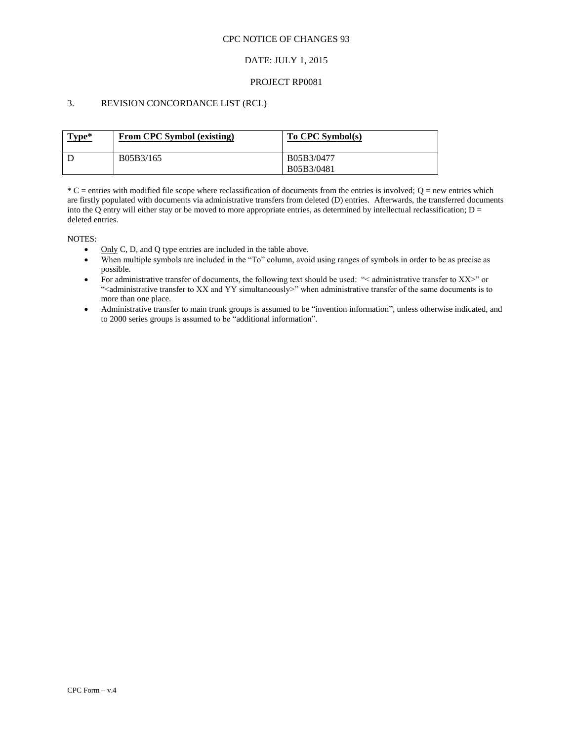CPC NOTICE OF CHANGES 93

DATE: JULY 1, 2015

PROJECT RP0081

## 3. REVISION CONCORDANCE LIST (RCL)

| Type* | From CPC Symbol (existing) | To CPC Symbol(s) |
|---|---|---|
| D | B05B3/165 | B05B3/0477<br>B05B3/0481 |

* C = entries with modified file scope where reclassification of documents from the entries is involved; Q = new entries which are firstly populated with documents via administrative transfers from deleted (D) entries. Afterwards, the transferred documents into the Q entry will either stay or be moved to more appropriate entries, as determined by intellectual reclassification; D = deleted entries.

NOTES:

- Only C, D, and Q type entries are included in the table above.
- When multiple symbols are included in the "To" column, avoid using ranges of symbols in order to be as precise as possible.
- For administrative transfer of documents, the following text should be used: "< administrative transfer to XX>" or "<administrative transfer to XX and YY simultaneously>" when administrative transfer of the same documents is to more than one place.
- Administrative transfer to main trunk groups is assumed to be "invention information", unless otherwise indicated, and to 2000 series groups is assumed to be "additional information".

CPC Form – v.4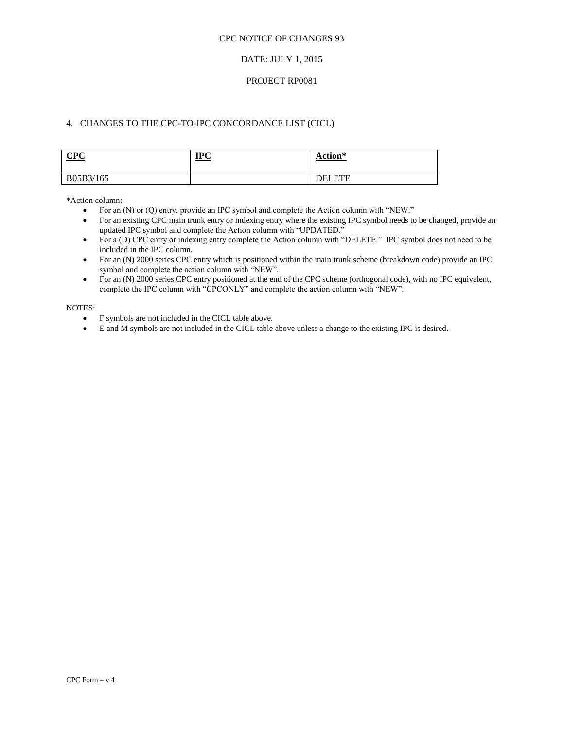CPC NOTICE OF CHANGES 93

DATE: JULY 1, 2015

PROJECT RP0081

4. CHANGES TO THE CPC-TO-IPC CONCORDANCE LIST (CICL)

| CPC | IPC | Action* |
|---|---|---|
| B05B3/165 | | DELETE |

*Action column:

- For an (N) or (Q) entry, provide an IPC symbol and complete the Action column with "NEW."
- For an existing CPC main trunk entry or indexing entry where the existing IPC symbol needs to be changed, provide an updated IPC symbol and complete the Action column with "UPDATED."
- For a (D) CPC entry or indexing entry complete the Action column with "DELETE." IPC symbol does not need to be included in the IPC column.
- For an (N) 2000 series CPC entry which is positioned within the main trunk scheme (breakdown code) provide an IPC symbol and complete the action column with "NEW".
- For an (N) 2000 series CPC entry positioned at the end of the CPC scheme (orthogonal code), with no IPC equivalent, complete the IPC column with "CPCONLY" and complete the action column with "NEW".

NOTES:

- F symbols are not included in the CICL table above.
- E and M symbols are not included in the CICL table above unless a change to the existing IPC is desired.

CPC Form – v.4